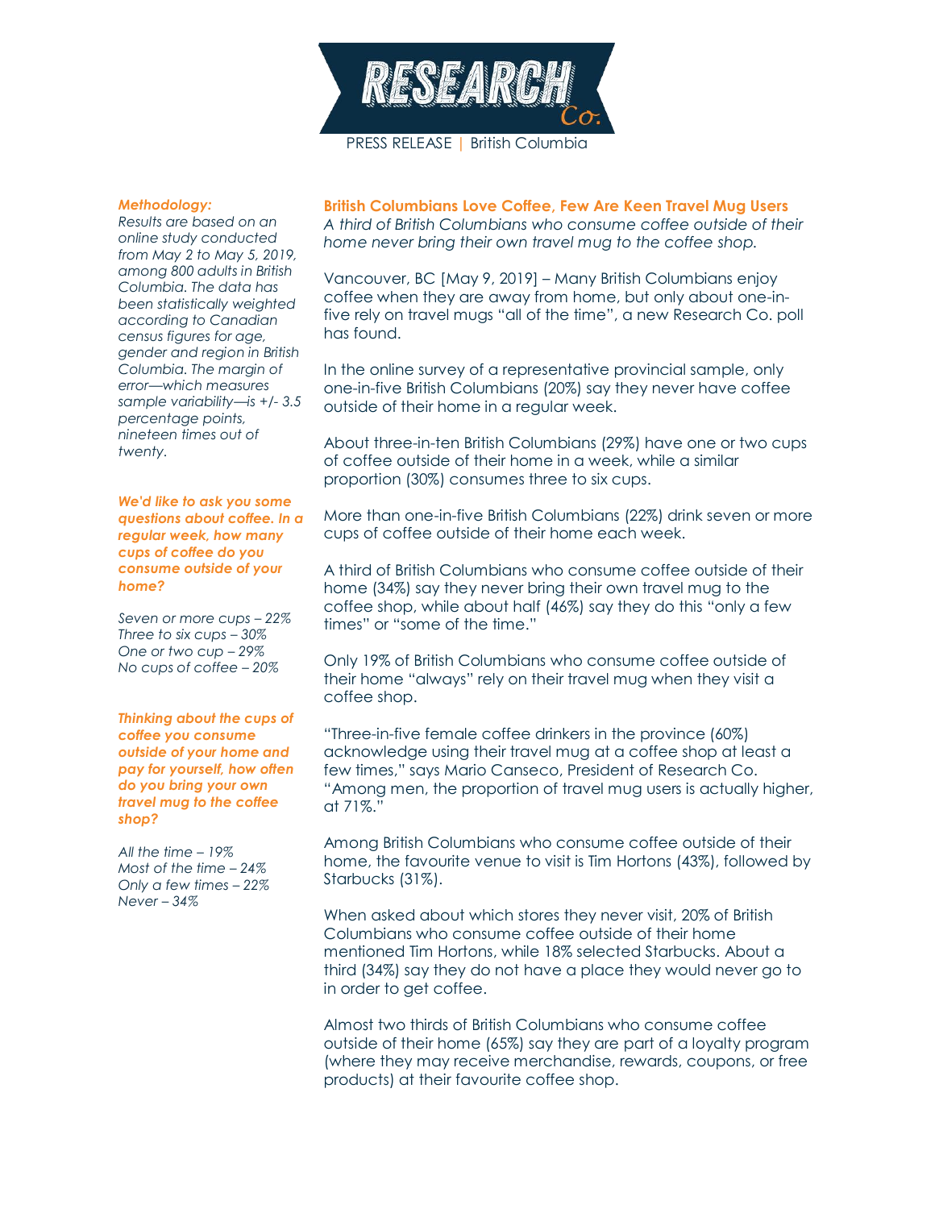RESEARCH Co.

PRESS RELEASE | British Columbia

## British Columbians Love Coffee, Few Are Keen Travel Mug Users

*A third of British Columbians who consume coffee outside of their home never bring their own travel mug to the coffee shop.*

Vancouver, BC [May 9, 2019] – Many British Columbians enjoy coffee when they are away from home, but only about one-in-five rely on travel mugs "all of the time", a new Research Co. poll has found.

In the online survey of a representative provincial sample, only one-in-five British Columbians (20%) say they never have coffee outside of their home in a regular week.

About three-in-ten British Columbians (29%) have one or two cups of coffee outside of their home in a week, while a similar proportion (30%) consumes three to six cups.

More than one-in-five British Columbians (22%) drink seven or more cups of coffee outside of their home each week.

A third of British Columbians who consume coffee outside of their home (34%) say they never bring their own travel mug to the coffee shop, while about half (46%) say they do this "only a few times" or "some of the time."

Only 19% of British Columbians who consume coffee outside of their home "always" rely on their travel mug when they visit a coffee shop.

"Three-in-five female coffee drinkers in the province (60%) acknowledge using their travel mug at a coffee shop at least a few times," says Mario Canseco, President of Research Co. "Among men, the proportion of travel mug users is actually higher, at 71%."

Among British Columbians who consume coffee outside of their home, the favourite venue to visit is Tim Hortons (43%), followed by Starbucks (31%).

When asked about which stores they never visit, 20% of British Columbians who consume coffee outside of their home mentioned Tim Hortons, while 18% selected Starbucks. About a third (34%) say they do not have a place they would never go to in order to get coffee.

Almost two thirds of British Columbians who consume coffee outside of their home (65%) say they are part of a loyalty program (where they may receive merchandise, rewards, coupons, or free products) at their favourite coffee shop.

***Methodology:***

*Results are based on an online study conducted from May 2 to May 5, 2019, among 800 adults in British Columbia. The data has been statistically weighted according to Canadian census figures for age, gender and region in British Columbia. The margin of error—which measures sample variability—is +/- 3.5 percentage points, nineteen times out of twenty.*

***We'd like to ask you some questions about coffee. In a regular week, how many cups of coffee do you consume outside of your home?***

*Seven or more cups – 22%*
*Three to six cups – 30%*
*One or two cup – 29%*
*No cups of coffee – 20%*

***Thinking about the cups of coffee you consume outside of your home and pay for yourself, how often do you bring your own travel mug to the coffee shop?***

*All the time – 19%*
*Most of the time – 24%*
*Only a few times – 22%*
*Never – 34%*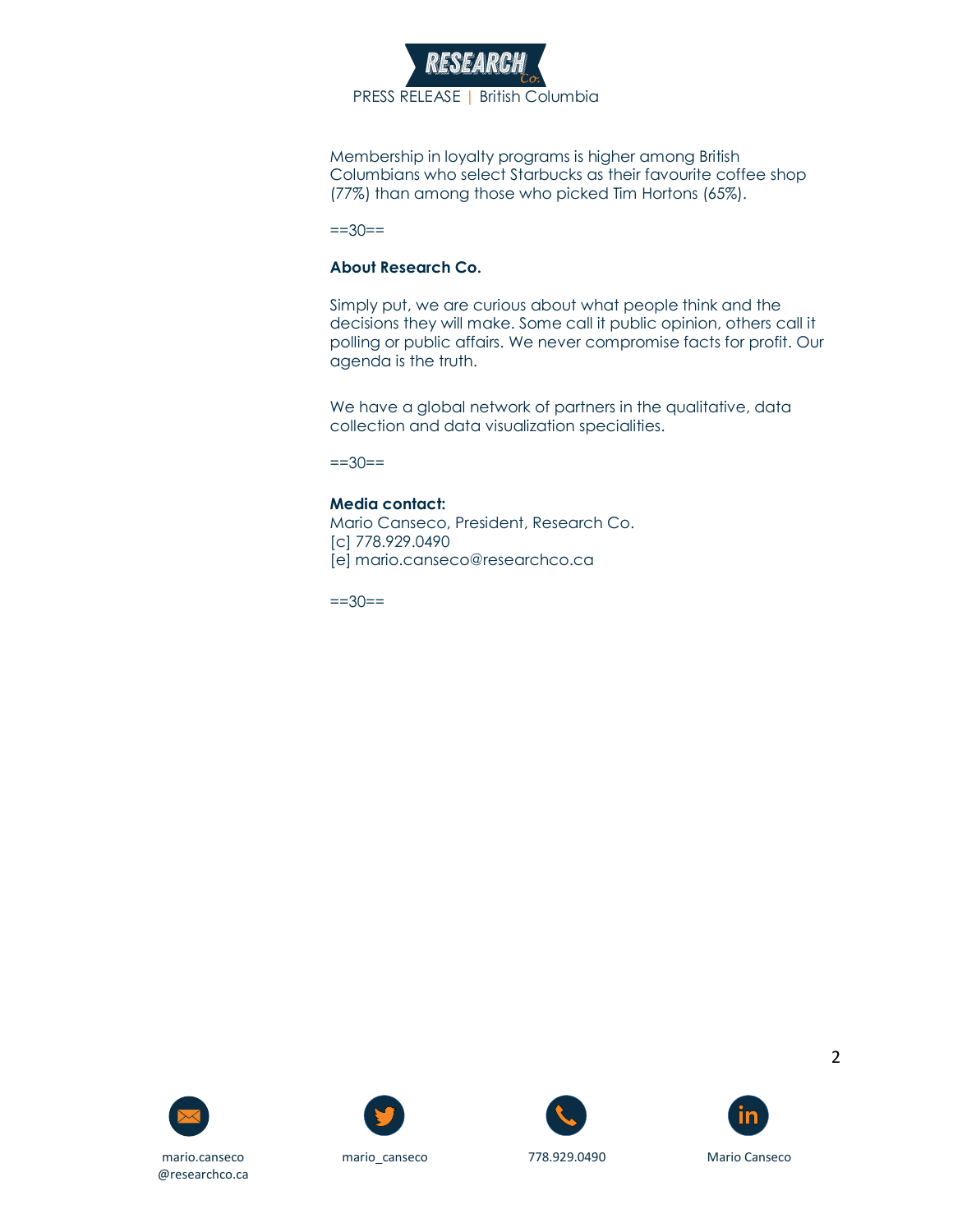Membership in loyalty programs is higher among British Columbians who select Starbucks as their favourite coffee shop (77%) than among those who picked Tim Hortons (65%).

==30==

**About Research Co.**

Simply put, we are curious about what people think and the decisions they will make. Some call it public opinion, others call it polling or public affairs. We never compromise facts for profit. Our agenda is the truth.

We have a global network of partners in the qualitative, data collection and data visualization specialities.

==30==

**Media contact:**
Mario Canseco, President, Research Co.
[c] 778.929.0490
[e] mario.canseco@researchco.ca

==30==